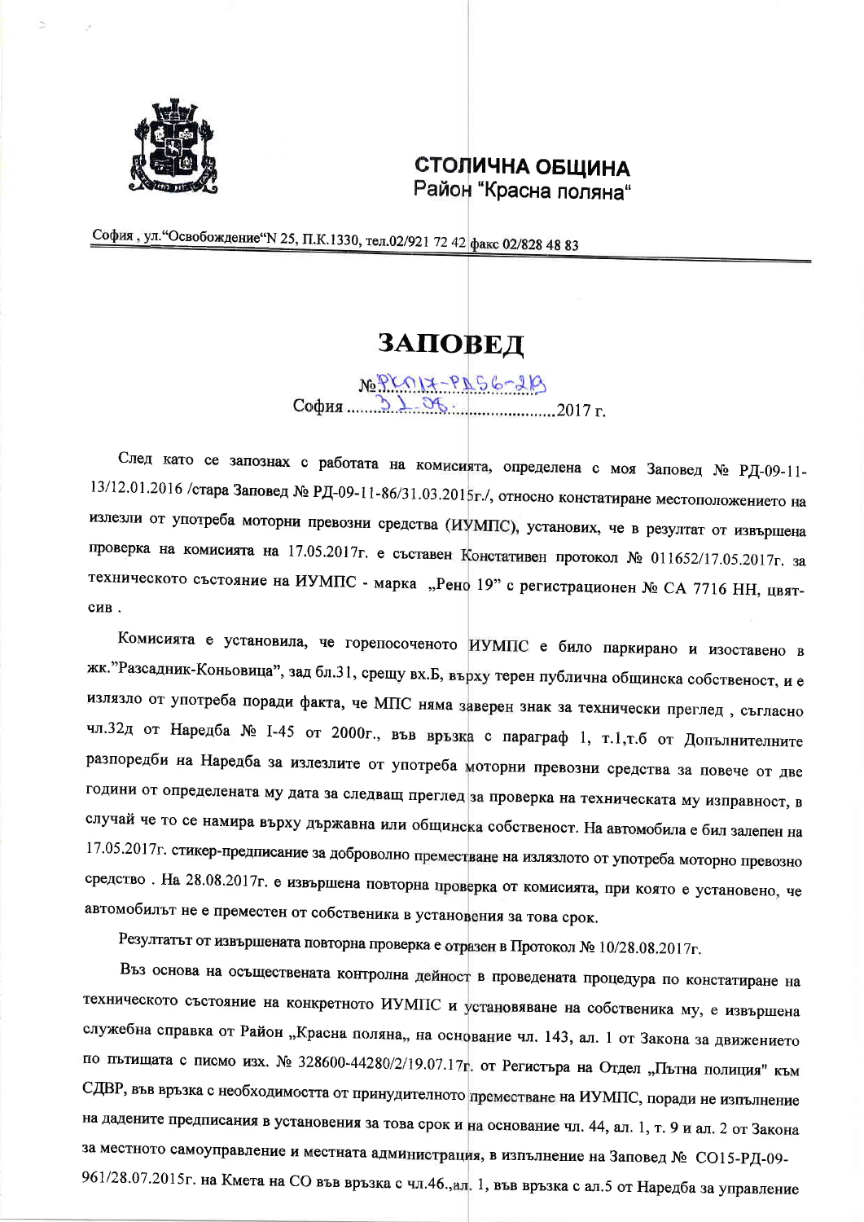**СТОЛИЧНА ОБЩИНА**
Район "Красна поляна"

София , ул."Освобождение"N 25, П.К.1330, тел.02/921 72 42 факс 02/828 48 83

# ЗАПОВЕД

№ РКП17-РД56-213
София ....31.08.......................2017 г.

След като се запознах с работата на комисията, определена с моя Заповед № РД-09-11-13/12.01.2016 /стара Заповед № РД-09-11-86/31.03.2015г./, относно констатиране местоположението на излезли от употреба моторни превозни средства (ИУМПС), установих, че в резултат от извършена проверка на комисията на 17.05.2017г. е съставен Констативен протокол № 011652/17.05.2017г. за техническото състояние на ИУМПС - марка „Рено 19" с регистрационен № СА 7716 НН, цвят-сив .

Комисията е установила, че горепосоченото ИУМПС е било паркирано и изоставено в жк."Разсадник-Коньовица", зад бл.31, срещу вх.Б, върху терен публична общинска собственост, и е излязло от употреба поради факта, че МПС няма заверен знак за технически преглед , съгласно чл.32д от Наредба № I-45 от 2000г., във връзка с параграф 1, т.1,т.б от Допълнителните разпоредби на Наредба за излезлите от употреба моторни превозни средства за повече от две години от определената му дата за следващ преглед за проверка на техническата му изправност, в случай че то се намира върху държавна или общинска собственост. На автомобила е бил залепен на 17.05.2017г. стикер-предписание за доброволно преместване на излязлото от употреба моторно превозно средство . На 28.08.2017г. е извършена повторна проверка от комисията, при която е установено, че автомобилът не е преместен от собственика в установения за това срок.

Резултатът от извършената повторна проверка е отразен в Протокол № 10/28.08.2017г.

Въз основа на осъществената контролна дейност в проведената процедура по констатиране на техническото състояние на конкретното ИУМПС и установяване на собственика му, е извършена служебна справка от Район „Красна поляна„ на основание чл. 143, ал. 1 от Закона за движението по пътищата с писмо изх. № 328600-44280/2/19.07.17г. от Регистъра на Отдел „Пътна полиция" към СДВР, във връзка с необходимостта от принудителното преместване на ИУМПС, поради не изпълнение на дадените предписания в установения за това срок и на основание чл. 44, ал. 1, т. 9 и ал. 2 от Закона за местното самоуправление и местната администрация, в изпълнение на Заповед № СО15-РД-09-961/28.07.2015г. на Кмета на СО във връзка с чл.46.,ал. 1, във връзка с ал.5 от Наредба за управление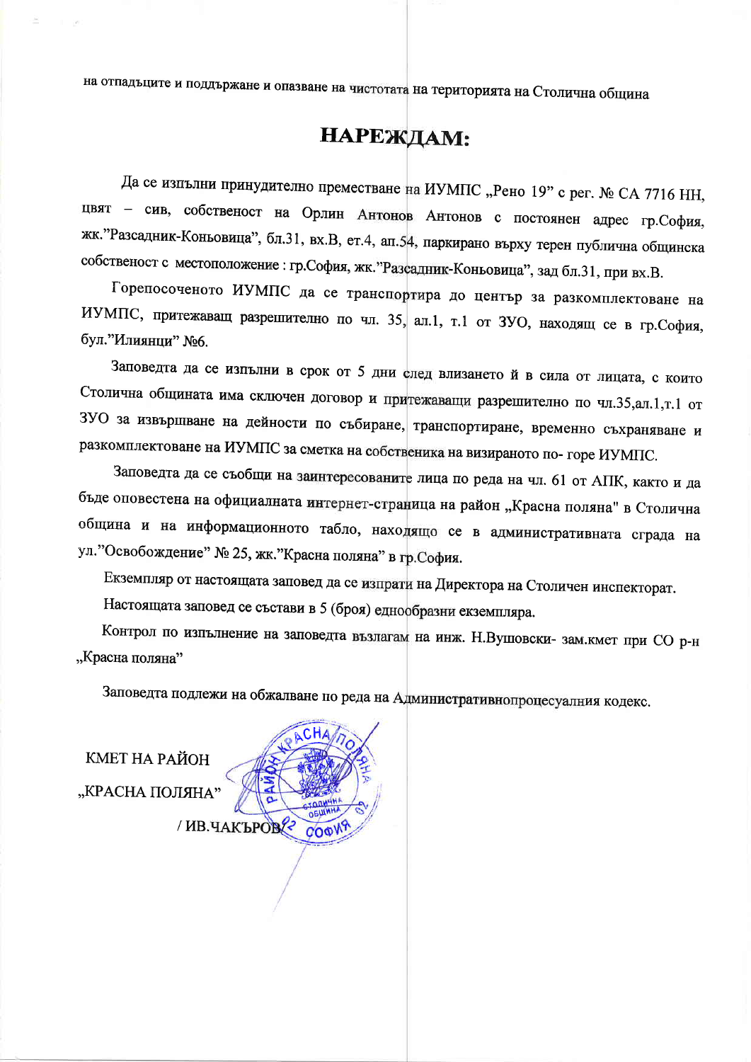на отпадъците и поддържане и опазване на чистотата на територията на Столична община

## НАРЕЖДАМ:

Да се изпълни принудително преместване на ИУМПС „Рено 19" с рег. № СА 7716 НН, цвят – сив, собственост на Орлин Антонов Антонов с постоянен адрес гр.София, жк."Разсадник-Коньовица", бл.31, вх.В, ет.4, ап.54, паркирано върху терен публична общинска собственост с местоположение : гр.София, жк."Разсадник-Коньовица", зад бл.31, при вх.В.

Горепосоченото ИУМПС да се транспортира до център за разкомплектоване на ИУМПС, притежаващ разрешително по чл. 35, ал.1, т.1 от ЗУО, находящ се в гр.София, бул."Илиянци" №6.

Заповедта да се изпълни в срок от 5 дни след влизането й в сила от лицата, с които Столична общината има сключен договор и притежаващи разрешително по чл.35,ал.1,т.1 от ЗУО за извършване на дейности по събиране, транспортиране, временно съхраняване и разкомплектоване на ИУМПС за сметка на собственика на визираното по- горе ИУМПС.

Заповедта да се съобщи на заинтересованите лица по реда на чл. 61 от АПК, както и да бъде оповестена на официалната интернет-страница на район „Красна поляна" в Столична община и на информационното табло, находящо се в административната сграда на ул."Освобождение" № 25, жк."Красна поляна" в гр.София.

Екземпляр от настоящата заповед да се изпрати на Директора на Столичен инспекторат.

Настоящата заповед се състави в 5 (броя) еднообразни екземпляра.

Контрол по изпълнение на заповедта възлагам на инж. Н.Вушовски- зам.кмет при СО р-н „Красна поляна"

Заповедта подлежи на обжалване по реда на Административнопроцесуалния кодекс.

КМЕТ НА РАЙОН

„КРАСНА ПОЛЯНА"

/ ИВ.ЧАКЪРОВ/